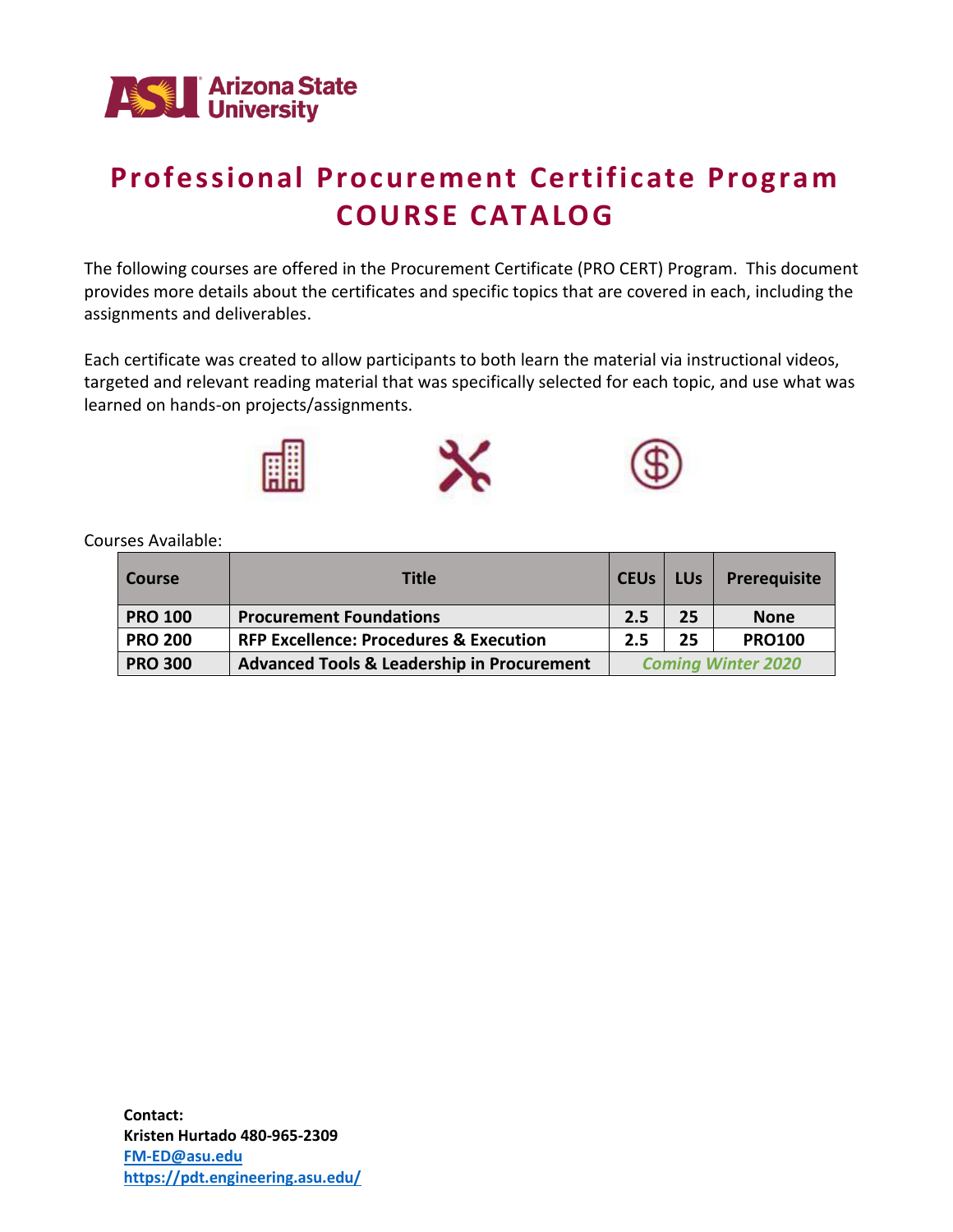# Professional Procurement Certificate Program
# COURSE CATALOG

The following courses are offered in the Procurement Certificate (PRO CERT) Program. This document provides more details about the certificates and specific topics that are covered in each, including the assignments and deliverables.

Each certificate was created to allow participants to both learn the material via instructional videos, targeted and relevant reading material that was specifically selected for each topic, and use what was learned on hands-on projects/assignments.

Courses Available:

| Course | Title | CEUs | LUs | Prerequisite |
|---|---|---|---|---|
| **PRO 100** | **Procurement Foundations** | **2.5** | **25** | **None** |
| **PRO 200** | **RFP Excellence: Procedures & Execution** | **2.5** | **25** | **PRO100** |
| **PRO 300** | **Advanced Tools & Leadership in Procurement** | ***Coming Winter 2020*** | | |

**Contact:**
**Kristen Hurtado 480-965-2309**
**FM-ED@asu.edu**
**https://pdt.engineering.asu.edu/**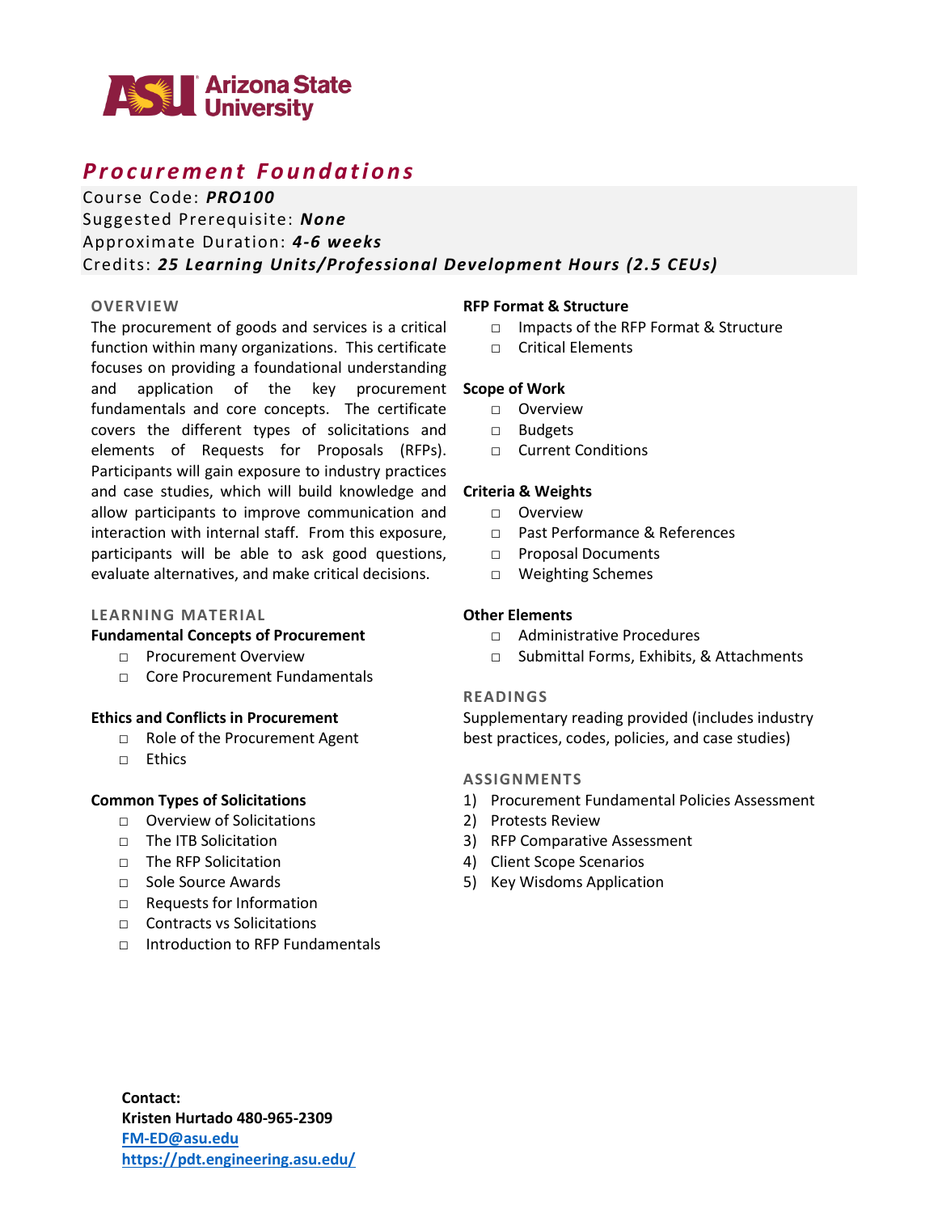# Procurement Foundations

Course Code: ***PRO100***
Suggested Prerequisite: ***None***
Approximate Duration: ***4-6 weeks***
Credits: ***25 Learning Units/Professional Development Hours (2.5 CEUs)***

## OVERVIEW

The procurement of goods and services is a critical function within many organizations. This certificate focuses on providing a foundational understanding and application of the key procurement fundamentals and core concepts. The certificate covers the different types of solicitations and elements of Requests for Proposals (RFPs). Participants will gain exposure to industry practices and case studies, which will build knowledge and allow participants to improve communication and interaction with internal staff. From this exposure, participants will be able to ask good questions, evaluate alternatives, and make critical decisions.

## LEARNING MATERIAL

**Fundamental Concepts of Procurement**

- Procurement Overview
- Core Procurement Fundamentals

**Ethics and Conflicts in Procurement**

- Role of the Procurement Agent
- Ethics

**Common Types of Solicitations**

- Overview of Solicitations
- The ITB Solicitation
- The RFP Solicitation
- Sole Source Awards
- Requests for Information
- Contracts vs Solicitations
- Introduction to RFP Fundamentals

**RFP Format & Structure**

- Impacts of the RFP Format & Structure
- Critical Elements

**Scope of Work**

- Overview
- Budgets
- Current Conditions

**Criteria & Weights**

- Overview
- Past Performance & References
- Proposal Documents
- Weighting Schemes

**Other Elements**

- Administrative Procedures
- Submittal Forms, Exhibits, & Attachments

## READINGS

Supplementary reading provided (includes industry best practices, codes, policies, and case studies)

## ASSIGNMENTS

1) Procurement Fundamental Policies Assessment
2) Protests Review
3) RFP Comparative Assessment
4) Client Scope Scenarios
5) Key Wisdoms Application

**Contact:**
**Kristen Hurtado 480-965-2309**
**FM-ED@asu.edu**
**https://pdt.engineering.asu.edu/**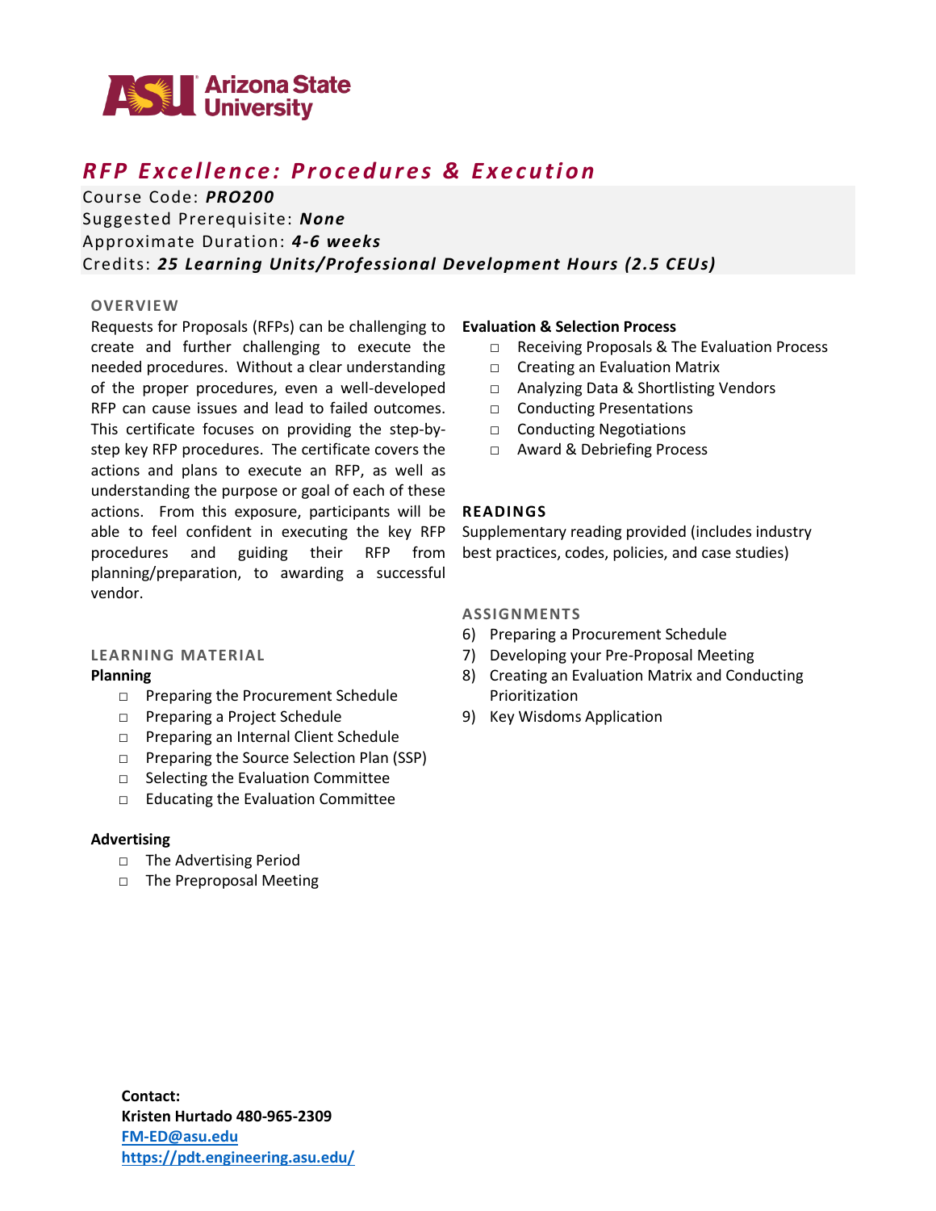# RFP Excellence: Procedures & Execution

Course Code: ***PRO200***
Suggested Prerequisite: ***None***
Approximate Duration: ***4-6 weeks***
Credits: ***25 Learning Units/Professional Development Hours (2.5 CEUs)***

## OVERVIEW

Requests for Proposals (RFPs) can be challenging to create and further challenging to execute the needed procedures. Without a clear understanding of the proper procedures, even a well-developed RFP can cause issues and lead to failed outcomes. This certificate focuses on providing the step-by-step key RFP procedures. The certificate covers the actions and plans to execute an RFP, as well as understanding the purpose or goal of each of these actions. From this exposure, participants will be able to feel confident in executing the key RFP procedures and guiding their RFP from planning/preparation, to awarding a successful vendor.

## LEARNING MATERIAL

**Planning**

- □ Preparing the Procurement Schedule
- □ Preparing a Project Schedule
- □ Preparing an Internal Client Schedule
- □ Preparing the Source Selection Plan (SSP)
- □ Selecting the Evaluation Committee
- □ Educating the Evaluation Committee

**Advertising**

- □ The Advertising Period
- □ The Preproposal Meeting

**Evaluation & Selection Process**

- □ Receiving Proposals & The Evaluation Process
- □ Creating an Evaluation Matrix
- □ Analyzing Data & Shortlisting Vendors
- □ Conducting Presentations
- □ Conducting Negotiations
- □ Award & Debriefing Process

## READINGS

Supplementary reading provided (includes industry best practices, codes, policies, and case studies)

## ASSIGNMENTS

6) Preparing a Procurement Schedule
7) Developing your Pre-Proposal Meeting
8) Creating an Evaluation Matrix and Conducting Prioritization
9) Key Wisdoms Application

**Contact:**
**Kristen Hurtado 480-965-2309**
**FM-ED@asu.edu**
**https://pdt.engineering.asu.edu/**